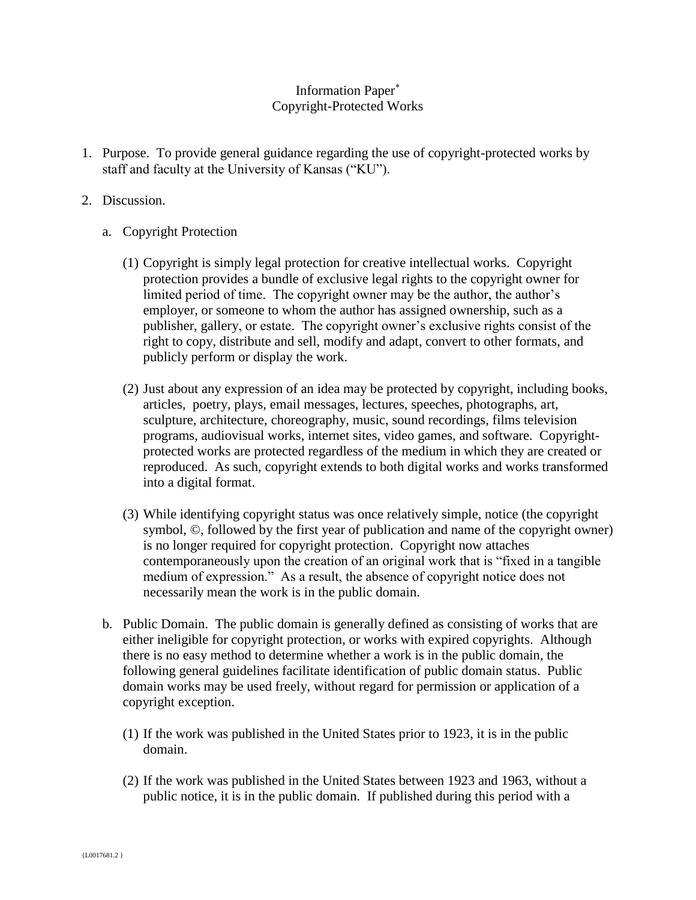# Information Paper*
## Copyright-Protected Works

1. Purpose. To provide general guidance regarding the use of copyright-protected works by staff and faculty at the University of Kansas ("KU").

2. Discussion.

   a. Copyright Protection

      (1) Copyright is simply legal protection for creative intellectual works. Copyright protection provides a bundle of exclusive legal rights to the copyright owner for limited period of time. The copyright owner may be the author, the author's employer, or someone to whom the author has assigned ownership, such as a publisher, gallery, or estate. The copyright owner's exclusive rights consist of the right to copy, distribute and sell, modify and adapt, convert to other formats, and publicly perform or display the work.

      (2) Just about any expression of an idea may be protected by copyright, including books, articles, poetry, plays, email messages, lectures, speeches, photographs, art, sculpture, architecture, choreography, music, sound recordings, films television programs, audiovisual works, internet sites, video games, and software. Copyright-protected works are protected regardless of the medium in which they are created or reproduced. As such, copyright extends to both digital works and works transformed into a digital format.

      (3) While identifying copyright status was once relatively simple, notice (the copyright symbol, ©, followed by the first year of publication and name of the copyright owner) is no longer required for copyright protection. Copyright now attaches contemporaneously upon the creation of an original work that is "fixed in a tangible medium of expression." As a result, the absence of copyright notice does not necessarily mean the work is in the public domain.

   b. Public Domain. The public domain is generally defined as consisting of works that are either ineligible for copyright protection, or works with expired copyrights. Although there is no easy method to determine whether a work is in the public domain, the following general guidelines facilitate identification of public domain status. Public domain works may be used freely, without regard for permission or application of a copyright exception.

      (1) If the work was published in the United States prior to 1923, it is in the public domain.

      (2) If the work was published in the United States between 1923 and 1963, without a public notice, it is in the public domain. If published during this period with a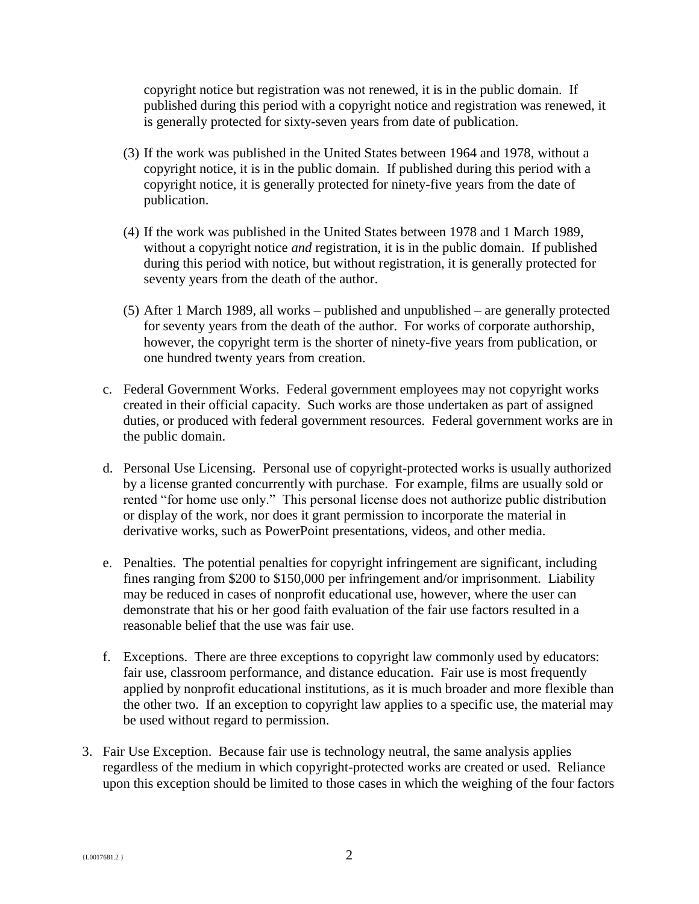copyright notice but registration was not renewed, it is in the public domain. If published during this period with a copyright notice and registration was renewed, it is generally protected for sixty-seven years from date of publication.

(3) If the work was published in the United States between 1964 and 1978, without a copyright notice, it is in the public domain. If published during this period with a copyright notice, it is generally protected for ninety-five years from the date of publication.

(4) If the work was published in the United States between 1978 and 1 March 1989, without a copyright notice *and* registration, it is in the public domain. If published during this period with notice, but without registration, it is generally protected for seventy years from the death of the author.

(5) After 1 March 1989, all works – published and unpublished – are generally protected for seventy years from the death of the author. For works of corporate authorship, however, the copyright term is the shorter of ninety-five years from publication, or one hundred twenty years from creation.

c. Federal Government Works. Federal government employees may not copyright works created in their official capacity. Such works are those undertaken as part of assigned duties, or produced with federal government resources. Federal government works are in the public domain.

d. Personal Use Licensing. Personal use of copyright-protected works is usually authorized by a license granted concurrently with purchase. For example, films are usually sold or rented "for home use only." This personal license does not authorize public distribution or display of the work, nor does it grant permission to incorporate the material in derivative works, such as PowerPoint presentations, videos, and other media.

e. Penalties. The potential penalties for copyright infringement are significant, including fines ranging from $200 to $150,000 per infringement and/or imprisonment. Liability may be reduced in cases of nonprofit educational use, however, where the user can demonstrate that his or her good faith evaluation of the fair use factors resulted in a reasonable belief that the use was fair use.

f. Exceptions. There are three exceptions to copyright law commonly used by educators: fair use, classroom performance, and distance education. Fair use is most frequently applied by nonprofit educational institutions, as it is much broader and more flexible than the other two. If an exception to copyright law applies to a specific use, the material may be used without regard to permission.

3. Fair Use Exception. Because fair use is technology neutral, the same analysis applies regardless of the medium in which copyright-protected works are created or used. Reliance upon this exception should be limited to those cases in which the weighing of the four factors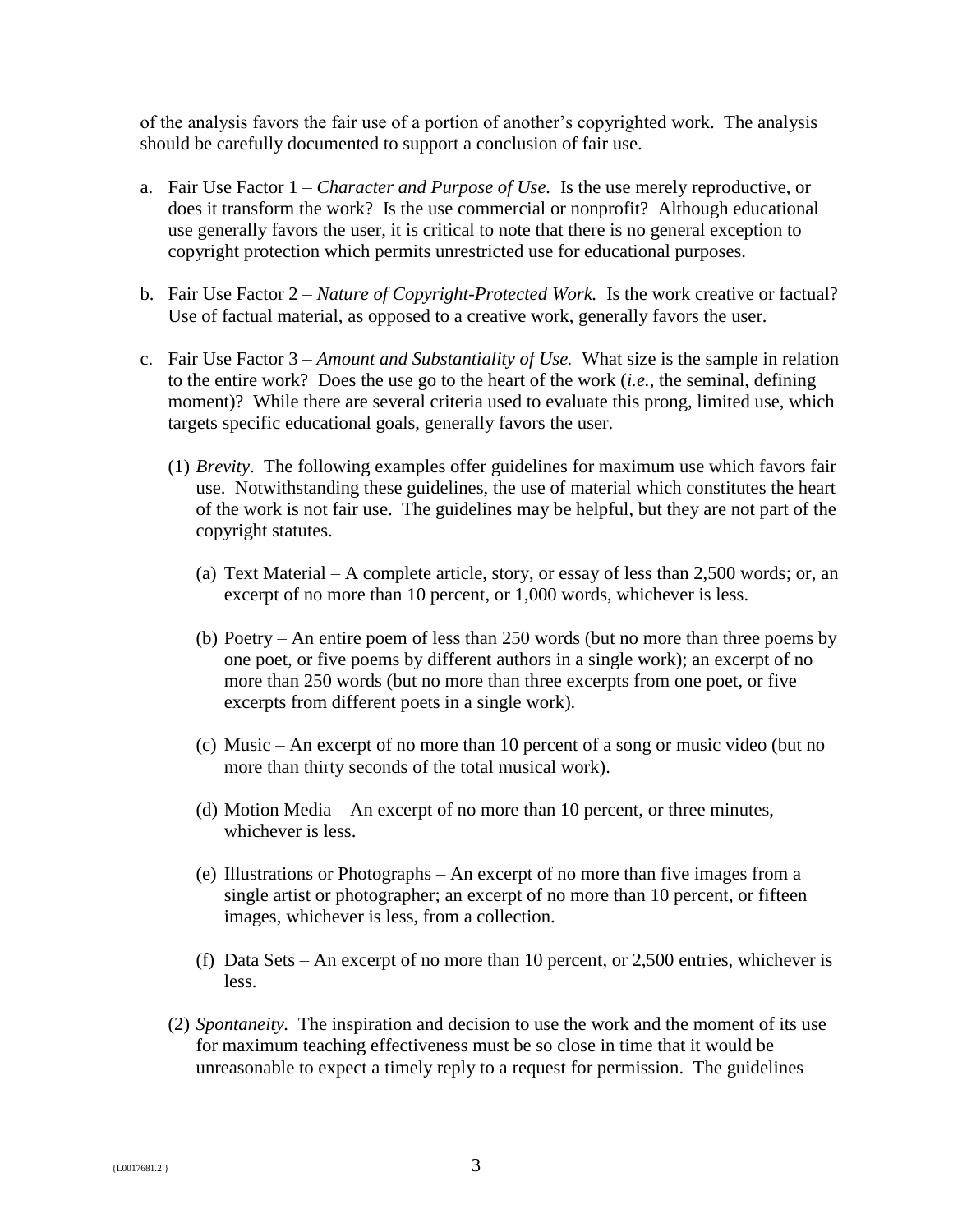of the analysis favors the fair use of a portion of another's copyrighted work. The analysis should be carefully documented to support a conclusion of fair use.

a. Fair Use Factor 1 – *Character and Purpose of Use.* Is the use merely reproductive, or does it transform the work? Is the use commercial or nonprofit? Although educational use generally favors the user, it is critical to note that there is no general exception to copyright protection which permits unrestricted use for educational purposes.

b. Fair Use Factor 2 – *Nature of Copyright-Protected Work.* Is the work creative or factual? Use of factual material, as opposed to a creative work, generally favors the user.

c. Fair Use Factor 3 – *Amount and Substantiality of Use.* What size is the sample in relation to the entire work? Does the use go to the heart of the work (*i.e.*, the seminal, defining moment)? While there are several criteria used to evaluate this prong, limited use, which targets specific educational goals, generally favors the user.

   (1) *Brevity*. The following examples offer guidelines for maximum use which favors fair use. Notwithstanding these guidelines, the use of material which constitutes the heart of the work is not fair use. The guidelines may be helpful, but they are not part of the copyright statutes.

      (a) Text Material – A complete article, story, or essay of less than 2,500 words; or, an excerpt of no more than 10 percent, or 1,000 words, whichever is less.

      (b) Poetry – An entire poem of less than 250 words (but no more than three poems by one poet, or five poems by different authors in a single work); an excerpt of no more than 250 words (but no more than three excerpts from one poet, or five excerpts from different poets in a single work).

      (c) Music – An excerpt of no more than 10 percent of a song or music video (but no more than thirty seconds of the total musical work).

      (d) Motion Media – An excerpt of no more than 10 percent, or three minutes, whichever is less.

      (e) Illustrations or Photographs – An excerpt of no more than five images from a single artist or photographer; an excerpt of no more than 10 percent, or fifteen images, whichever is less, from a collection.

      (f) Data Sets – An excerpt of no more than 10 percent, or 2,500 entries, whichever is less.

   (2) *Spontaneity.* The inspiration and decision to use the work and the moment of its use for maximum teaching effectiveness must be so close in time that it would be unreasonable to expect a timely reply to a request for permission. The guidelines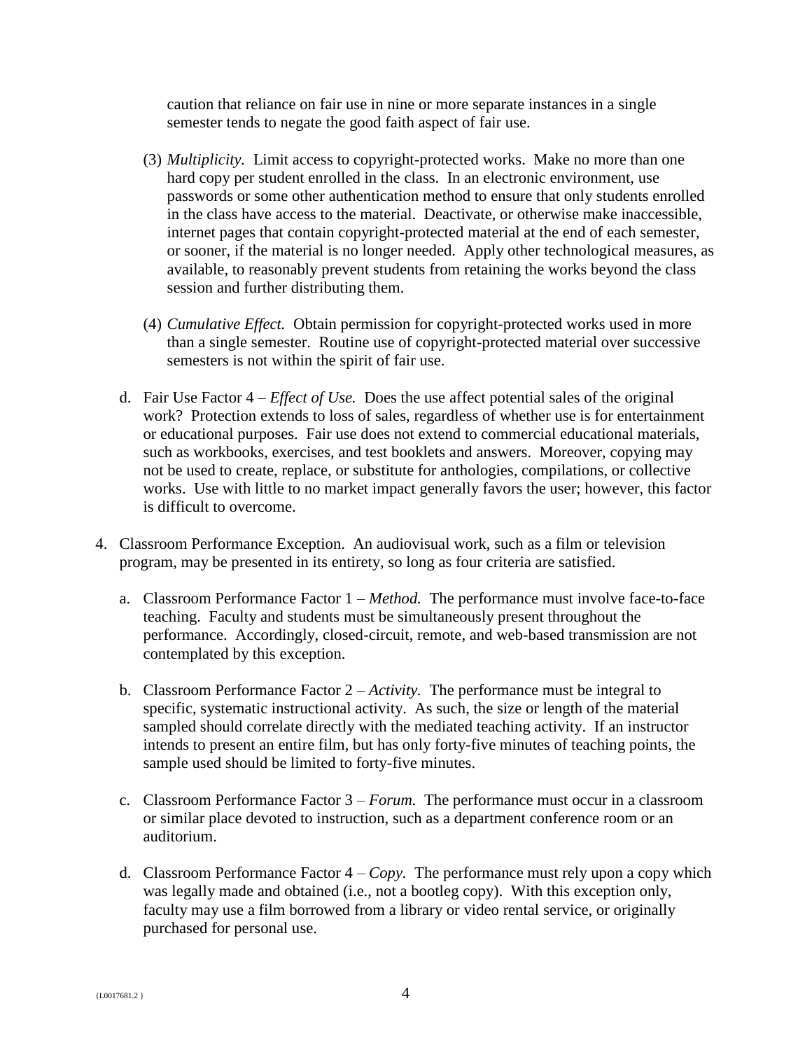caution that reliance on fair use in nine or more separate instances in a single semester tends to negate the good faith aspect of fair use.

(3) *Multiplicity.* Limit access to copyright-protected works. Make no more than one hard copy per student enrolled in the class. In an electronic environment, use passwords or some other authentication method to ensure that only students enrolled in the class have access to the material. Deactivate, or otherwise make inaccessible, internet pages that contain copyright-protected material at the end of each semester, or sooner, if the material is no longer needed. Apply other technological measures, as available, to reasonably prevent students from retaining the works beyond the class session and further distributing them.

(4) *Cumulative Effect.* Obtain permission for copyright-protected works used in more than a single semester. Routine use of copyright-protected material over successive semesters is not within the spirit of fair use.

d. Fair Use Factor 4 – *Effect of Use.* Does the use affect potential sales of the original work? Protection extends to loss of sales, regardless of whether use is for entertainment or educational purposes. Fair use does not extend to commercial educational materials, such as workbooks, exercises, and test booklets and answers. Moreover, copying may not be used to create, replace, or substitute for anthologies, compilations, or collective works. Use with little to no market impact generally favors the user; however, this factor is difficult to overcome.

4. Classroom Performance Exception. An audiovisual work, such as a film or television program, may be presented in its entirety, so long as four criteria are satisfied.

   a. Classroom Performance Factor 1 – *Method.* The performance must involve face-to-face teaching. Faculty and students must be simultaneously present throughout the performance. Accordingly, closed-circuit, remote, and web-based transmission are not contemplated by this exception.

   b. Classroom Performance Factor 2 – *Activity.* The performance must be integral to specific, systematic instructional activity. As such, the size or length of the material sampled should correlate directly with the mediated teaching activity. If an instructor intends to present an entire film, but has only forty-five minutes of teaching points, the sample used should be limited to forty-five minutes.

   c. Classroom Performance Factor 3 – *Forum.* The performance must occur in a classroom or similar place devoted to instruction, such as a department conference room or an auditorium.

   d. Classroom Performance Factor 4 – *Copy.* The performance must rely upon a copy which was legally made and obtained (i.e., not a bootleg copy). With this exception only, faculty may use a film borrowed from a library or video rental service, or originally purchased for personal use.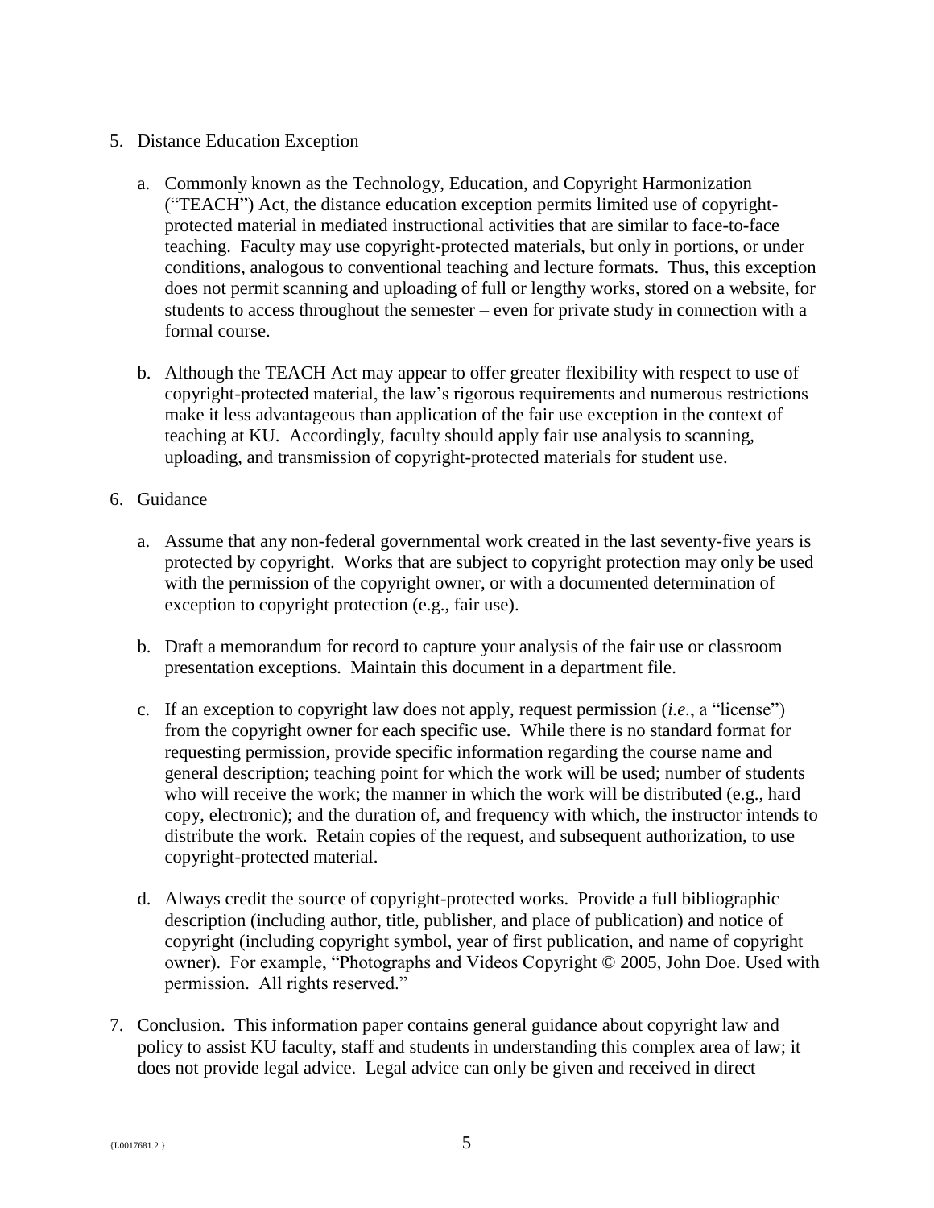5. Distance Education Exception

   a. Commonly known as the Technology, Education, and Copyright Harmonization ("TEACH") Act, the distance education exception permits limited use of copyright-protected material in mediated instructional activities that are similar to face-to-face teaching. Faculty may use copyright-protected materials, but only in portions, or under conditions, analogous to conventional teaching and lecture formats. Thus, this exception does not permit scanning and uploading of full or lengthy works, stored on a website, for students to access throughout the semester – even for private study in connection with a formal course.

   b. Although the TEACH Act may appear to offer greater flexibility with respect to use of copyright-protected material, the law's rigorous requirements and numerous restrictions make it less advantageous than application of the fair use exception in the context of teaching at KU. Accordingly, faculty should apply fair use analysis to scanning, uploading, and transmission of copyright-protected materials for student use.

6. Guidance

   a. Assume that any non-federal governmental work created in the last seventy-five years is protected by copyright. Works that are subject to copyright protection may only be used with the permission of the copyright owner, or with a documented determination of exception to copyright protection (e.g., fair use).

   b. Draft a memorandum for record to capture your analysis of the fair use or classroom presentation exceptions. Maintain this document in a department file.

   c. If an exception to copyright law does not apply, request permission (*i.e.*, a "license") from the copyright owner for each specific use. While there is no standard format for requesting permission, provide specific information regarding the course name and general description; teaching point for which the work will be used; number of students who will receive the work; the manner in which the work will be distributed (e.g., hard copy, electronic); and the duration of, and frequency with which, the instructor intends to distribute the work. Retain copies of the request, and subsequent authorization, to use copyright-protected material.

   d. Always credit the source of copyright-protected works. Provide a full bibliographic description (including author, title, publisher, and place of publication) and notice of copyright (including copyright symbol, year of first publication, and name of copyright owner). For example, "Photographs and Videos Copyright © 2005, John Doe. Used with permission. All rights reserved."

7. Conclusion. This information paper contains general guidance about copyright law and policy to assist KU faculty, staff and students in understanding this complex area of law; it does not provide legal advice. Legal advice can only be given and received in direct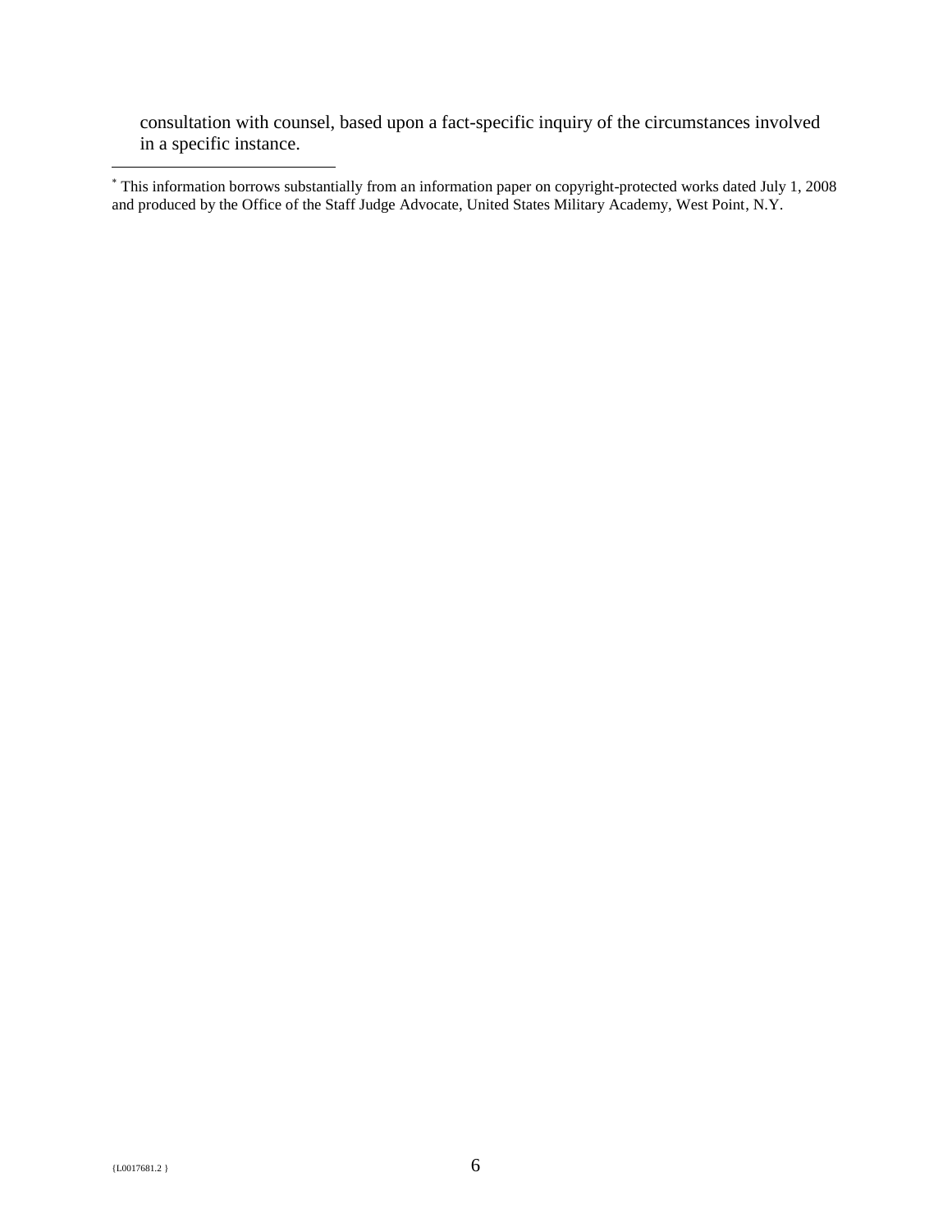consultation with counsel, based upon a fact-specific inquiry of the circumstances involved in a specific instance.

---

* This information borrows substantially from an information paper on copyright-protected works dated July 1, 2008 and produced by the Office of the Staff Judge Advocate, United States Military Academy, West Point, N.Y.